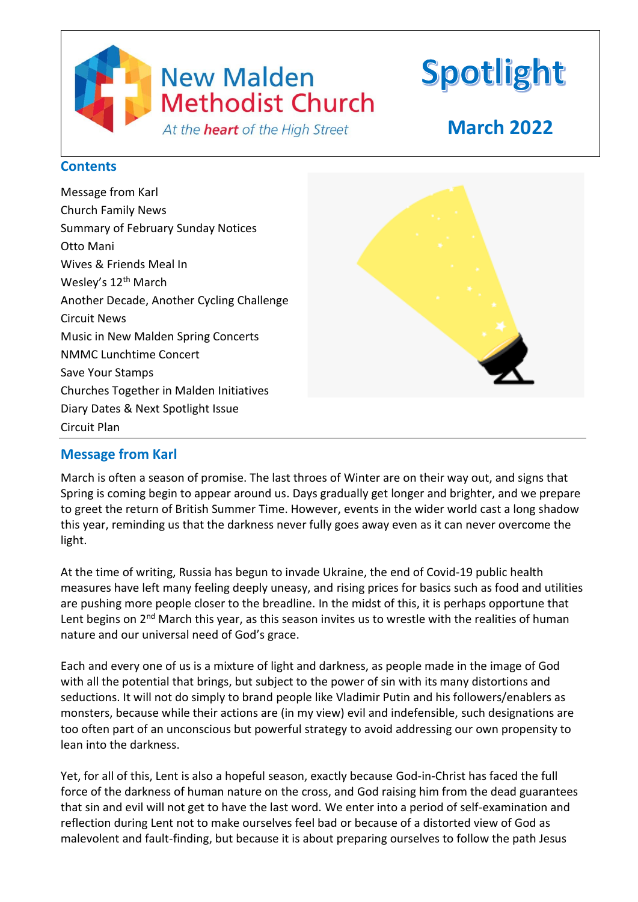# New Malden Methodist Church

*At the heart of the High Street*

# Spotlight

## March 2022

## Contents

Message from Karl
Church Family News
Summary of February Sunday Notices
Otto Mani
Wives & Friends Meal In
Wesley's 12th March
Another Decade, Another Cycling Challenge
Circuit News
Music in New Malden Spring Concerts
NMMC Lunchtime Concert
Save Your Stamps
Churches Together in Malden Initiatives
Diary Dates & Next Spotlight Issue
Circuit Plan

## Message from Karl

March is often a season of promise. The last throes of Winter are on their way out, and signs that Spring is coming begin to appear around us. Days gradually get longer and brighter, and we prepare to greet the return of British Summer Time. However, events in the wider world cast a long shadow this year, reminding us that the darkness never fully goes away even as it can never overcome the light.

At the time of writing, Russia has begun to invade Ukraine, the end of Covid-19 public health measures have left many feeling deeply uneasy, and rising prices for basics such as food and utilities are pushing more people closer to the breadline. In the midst of this, it is perhaps opportune that Lent begins on 2nd March this year, as this season invites us to wrestle with the realities of human nature and our universal need of God's grace.

Each and every one of us is a mixture of light and darkness, as people made in the image of God with all the potential that brings, but subject to the power of sin with its many distortions and seductions. It will not do simply to brand people like Vladimir Putin and his followers/enablers as monsters, because while their actions are (in my view) evil and indefensible, such designations are too often part of an unconscious but powerful strategy to avoid addressing our own propensity to lean into the darkness.

Yet, for all of this, Lent is also a hopeful season, exactly because God-in-Christ has faced the full force of the darkness of human nature on the cross, and God raising him from the dead guarantees that sin and evil will not get to have the last word. We enter into a period of self-examination and reflection during Lent not to make ourselves feel bad or because of a distorted view of God as malevolent and fault-finding, but because it is about preparing ourselves to follow the path Jesus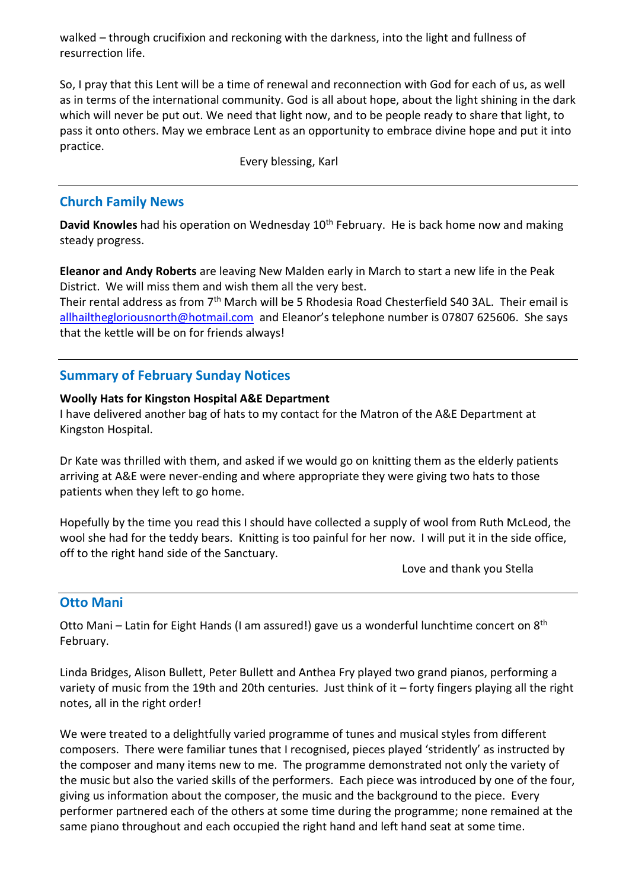walked – through crucifixion and reckoning with the darkness, into the light and fullness of resurrection life.

So, I pray that this Lent will be a time of renewal and reconnection with God for each of us, as well as in terms of the international community. God is all about hope, about the light shining in the dark which will never be put out. We need that light now, and to be people ready to share that light, to pass it onto others. May we embrace Lent as an opportunity to embrace divine hope and put it into practice.

Every blessing, Karl

---

## Church Family News

**David Knowles** had his operation on Wednesday 10th February. He is back home now and making steady progress.

**Eleanor and Andy Roberts** are leaving New Malden early in March to start a new life in the Peak District. We will miss them and wish them all the very best.
Their rental address as from 7th March will be 5 Rhodesia Road Chesterfield S40 3AL. Their email is allhailthegloriousnorth@hotmail.com and Eleanor's telephone number is 07807 625606. She says that the kettle will be on for friends always!

---

## Summary of February Sunday Notices

**Woolly Hats for Kingston Hospital A&E Department**
I have delivered another bag of hats to my contact for the Matron of the A&E Department at Kingston Hospital.

Dr Kate was thrilled with them, and asked if we would go on knitting them as the elderly patients arriving at A&E were never-ending and where appropriate they were giving two hats to those patients when they left to go home.

Hopefully by the time you read this I should have collected a supply of wool from Ruth McLeod, the wool she had for the teddy bears. Knitting is too painful for her now. I will put it in the side office, off to the right hand side of the Sanctuary.

Love and thank you Stella

---

## Otto Mani

Otto Mani – Latin for Eight Hands (I am assured!) gave us a wonderful lunchtime concert on 8th February.

Linda Bridges, Alison Bullett, Peter Bullett and Anthea Fry played two grand pianos, performing a variety of music from the 19th and 20th centuries. Just think of it – forty fingers playing all the right notes, all in the right order!

We were treated to a delightfully varied programme of tunes and musical styles from different composers. There were familiar tunes that I recognised, pieces played 'stridently' as instructed by the composer and many items new to me. The programme demonstrated not only the variety of the music but also the varied skills of the performers. Each piece was introduced by one of the four, giving us information about the composer, the music and the background to the piece. Every performer partnered each of the others at some time during the programme; none remained at the same piano throughout and each occupied the right hand and left hand seat at some time.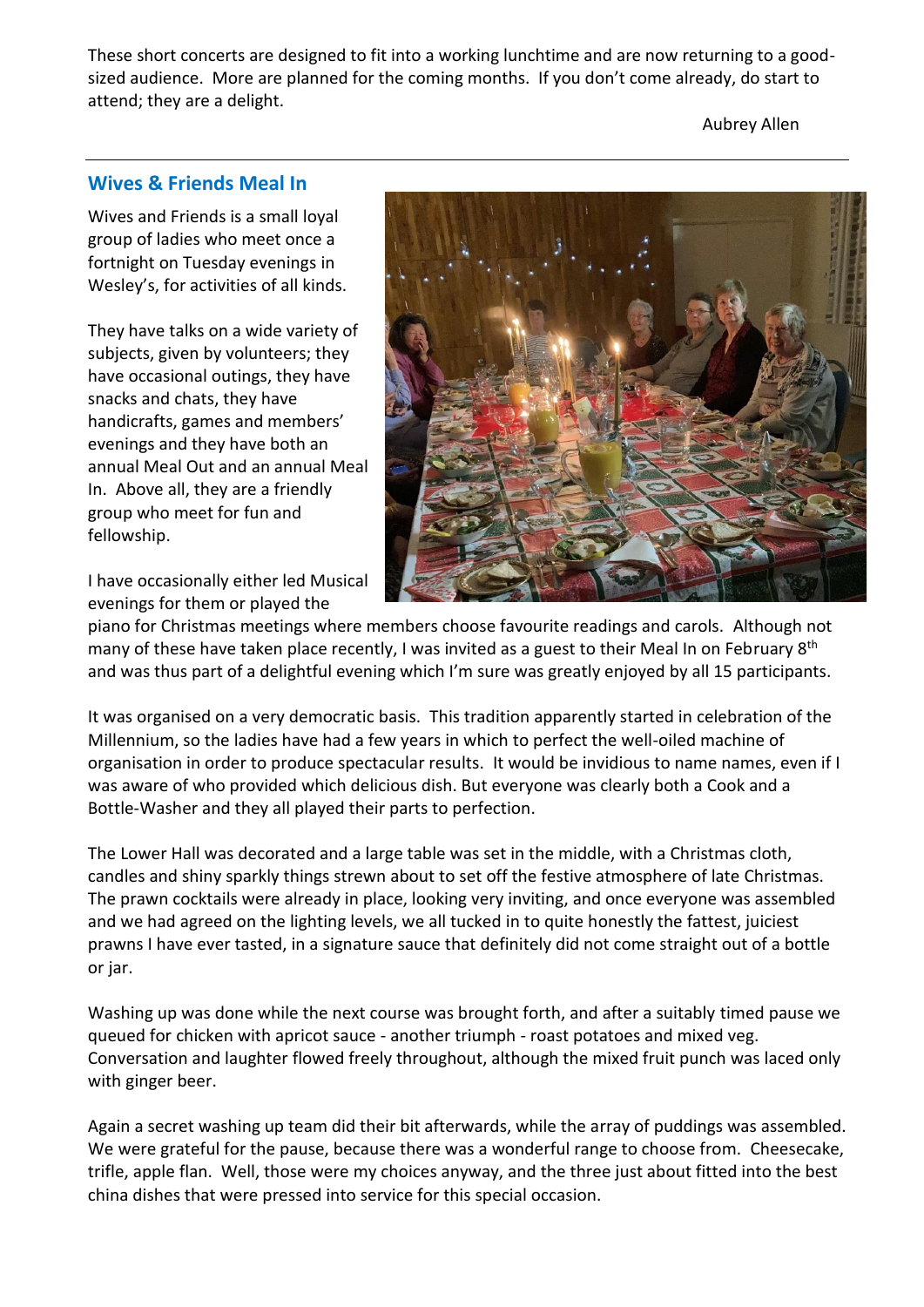These short concerts are designed to fit into a working lunchtime and are now returning to a good-sized audience. More are planned for the coming months. If you don't come already, do start to attend; they are a delight.

Aubrey Allen

---

## Wives & Friends Meal In

Wives and Friends is a small loyal group of ladies who meet once a fortnight on Tuesday evenings in Wesley's, for activities of all kinds.

They have talks on a wide variety of subjects, given by volunteers; they have occasional outings, they have snacks and chats, they have handicrafts, games and members' evenings and they have both an annual Meal Out and an annual Meal In. Above all, they are a friendly group who meet for fun and fellowship.

I have occasionally either led Musical evenings for them or played the piano for Christmas meetings where members choose favourite readings and carols. Although not many of these have taken place recently, I was invited as a guest to their Meal In on February 8th and was thus part of a delightful evening which I'm sure was greatly enjoyed by all 15 participants.

It was organised on a very democratic basis. This tradition apparently started in celebration of the Millennium, so the ladies have had a few years in which to perfect the well-oiled machine of organisation in order to produce spectacular results. It would be invidious to name names, even if I was aware of who provided which delicious dish. But everyone was clearly both a Cook and a Bottle-Washer and they all played their parts to perfection.

The Lower Hall was decorated and a large table was set in the middle, with a Christmas cloth, candles and shiny sparkly things strewn about to set off the festive atmosphere of late Christmas. The prawn cocktails were already in place, looking very inviting, and once everyone was assembled and we had agreed on the lighting levels, we all tucked in to quite honestly the fattest, juiciest prawns I have ever tasted, in a signature sauce that definitely did not come straight out of a bottle or jar.

Washing up was done while the next course was brought forth, and after a suitably timed pause we queued for chicken with apricot sauce - another triumph - roast potatoes and mixed veg. Conversation and laughter flowed freely throughout, although the mixed fruit punch was laced only with ginger beer.

Again a secret washing up team did their bit afterwards, while the array of puddings was assembled. We were grateful for the pause, because there was a wonderful range to choose from. Cheesecake, trifle, apple flan. Well, those were my choices anyway, and the three just about fitted into the best china dishes that were pressed into service for this special occasion.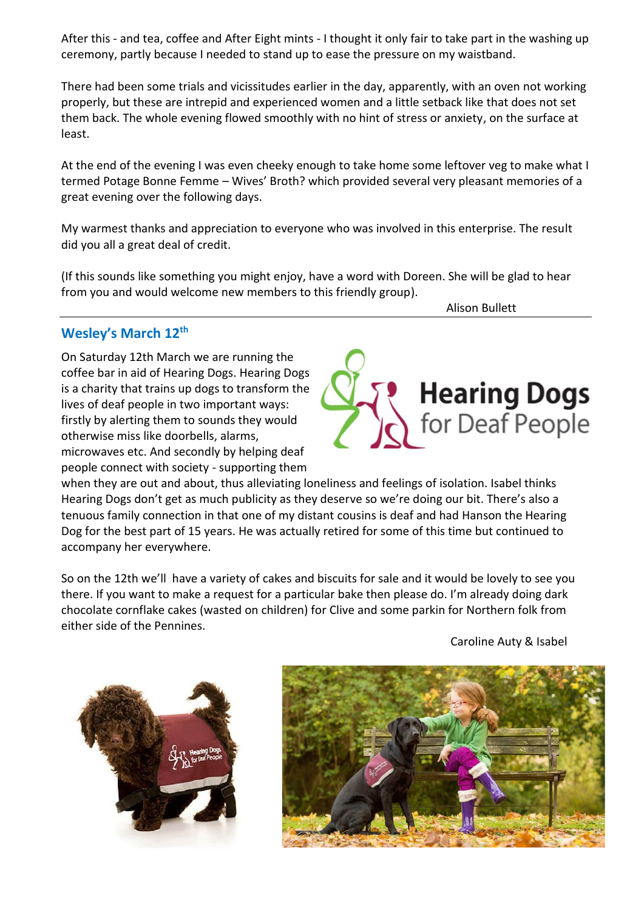After this - and tea, coffee and After Eight mints - I thought it only fair to take part in the washing up ceremony, partly because I needed to stand up to ease the pressure on my waistband.

There had been some trials and vicissitudes earlier in the day, apparently, with an oven not working properly, but these are intrepid and experienced women and a little setback like that does not set them back. The whole evening flowed smoothly with no hint of stress or anxiety, on the surface at least.

At the end of the evening I was even cheeky enough to take home some leftover veg to make what I termed Potage Bonne Femme – Wives' Broth? which provided several very pleasant memories of a great evening over the following days.

My warmest thanks and appreciation to everyone who was involved in this enterprise. The result did you all a great deal of credit.

(If this sounds like something you might enjoy, have a word with Doreen. She will be glad to hear from you and would welcome new members to this friendly group).

Alison Bullett

---

## Wesley's March 12th

On Saturday 12th March we are running the coffee bar in aid of Hearing Dogs. Hearing Dogs is a charity that trains up dogs to transform the lives of deaf people in two important ways: firstly by alerting them to sounds they would otherwise miss like doorbells, alarms, microwaves etc. And secondly by helping deaf people connect with society - supporting them when they are out and about, thus alleviating loneliness and feelings of isolation. Isabel thinks Hearing Dogs don't get as much publicity as they deserve so we're doing our bit. There's also a tenuous family connection in that one of my distant cousins is deaf and had Hanson the Hearing Dog for the best part of 15 years. He was actually retired for some of this time but continued to accompany her everywhere.

So on the 12th we'll have a variety of cakes and biscuits for sale and it would be lovely to see you there. If you want to make a request for a particular bake then please do. I'm already doing dark chocolate cornflake cakes (wasted on children) for Clive and some parkin for Northern folk from either side of the Pennines.

Caroline Auty & Isabel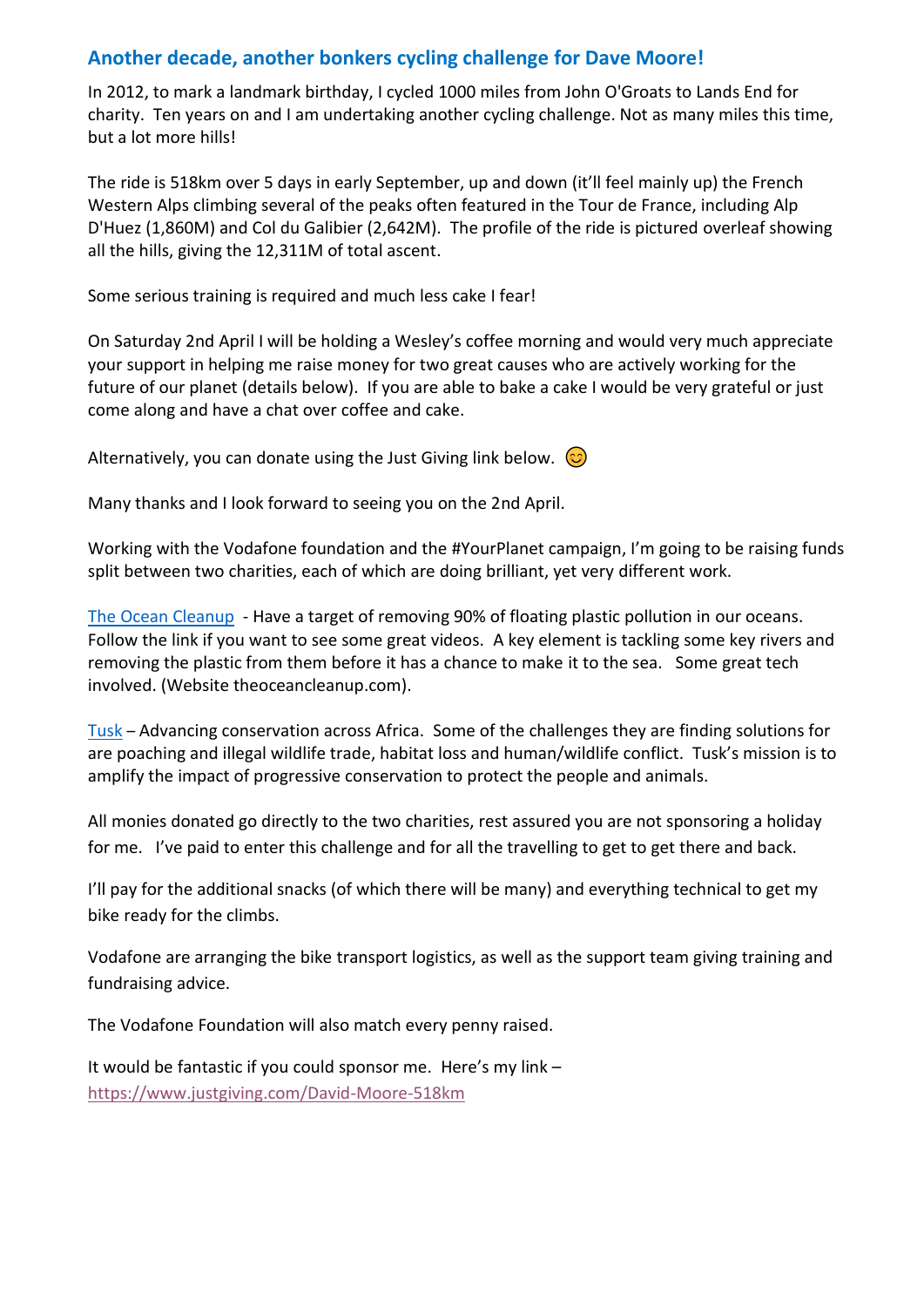## Another decade, another bonkers cycling challenge for Dave Moore!

In 2012, to mark a landmark birthday, I cycled 1000 miles from John O'Groats to Lands End for charity. Ten years on and I am undertaking another cycling challenge. Not as many miles this time, but a lot more hills!

The ride is 518km over 5 days in early September, up and down (it'll feel mainly up) the French Western Alps climbing several of the peaks often featured in the Tour de France, including Alp D'Huez (1,860M) and Col du Galibier (2,642M). The profile of the ride is pictured overleaf showing all the hills, giving the 12,311M of total ascent.

Some serious training is required and much less cake I fear!

On Saturday 2nd April I will be holding a Wesley's coffee morning and would very much appreciate your support in helping me raise money for two great causes who are actively working for the future of our planet (details below). If you are able to bake a cake I would be very grateful or just come along and have a chat over coffee and cake.

Alternatively, you can donate using the Just Giving link below. 😊

Many thanks and I look forward to seeing you on the 2nd April.

Working with the Vodafone foundation and the #YourPlanet campaign, I'm going to be raising funds split between two charities, each of which are doing brilliant, yet very different work.

The Ocean Cleanup - Have a target of removing 90% of floating plastic pollution in our oceans. Follow the link if you want to see some great videos. A key element is tackling some key rivers and removing the plastic from them before it has a chance to make it to the sea. Some great tech involved. (Website theoceancleanup.com).

Tusk – Advancing conservation across Africa. Some of the challenges they are finding solutions for are poaching and illegal wildlife trade, habitat loss and human/wildlife conflict. Tusk's mission is to amplify the impact of progressive conservation to protect the people and animals.

All monies donated go directly to the two charities, rest assured you are not sponsoring a holiday for me. I've paid to enter this challenge and for all the travelling to get to get there and back.

I'll pay for the additional snacks (of which there will be many) and everything technical to get my bike ready for the climbs.

Vodafone are arranging the bike transport logistics, as well as the support team giving training and fundraising advice.

The Vodafone Foundation will also match every penny raised.

It would be fantastic if you could sponsor me. Here's my link –
https://www.justgiving.com/David-Moore-518km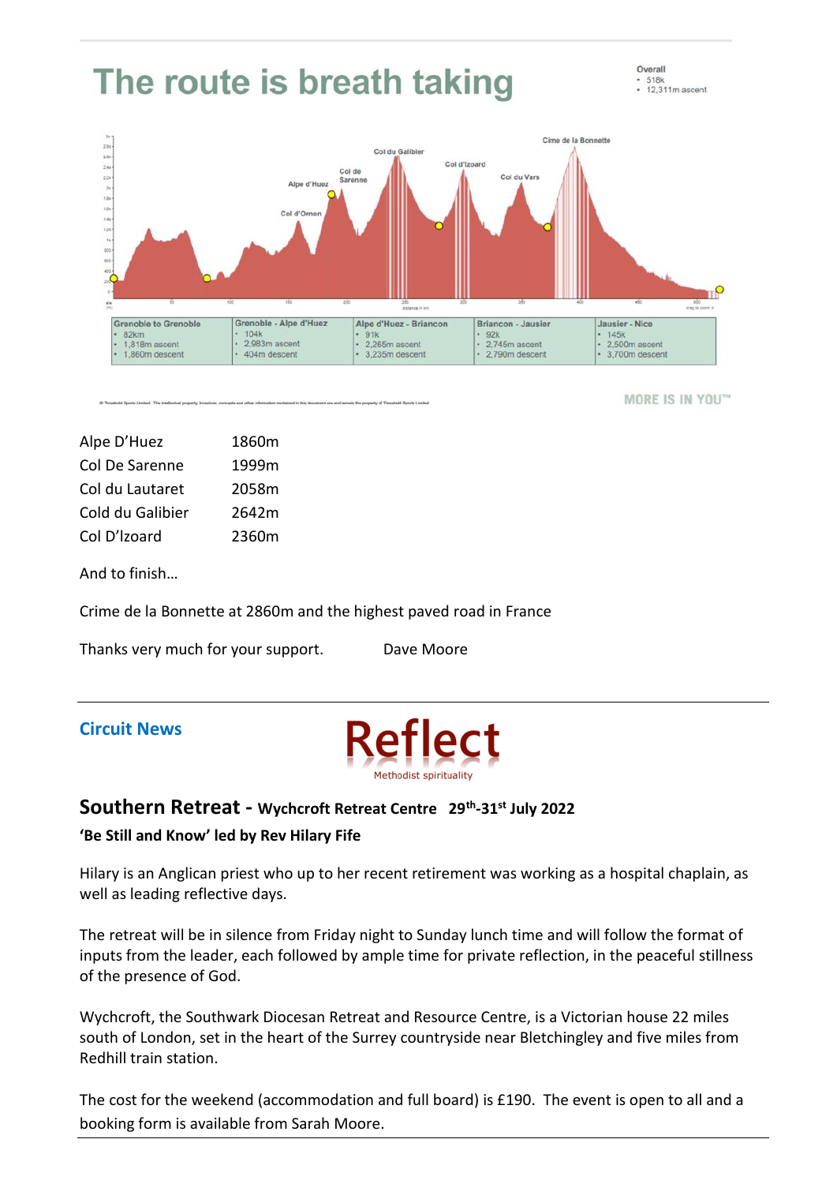# The route is breath taking

Overall
- 518k
- 12,311m ascent

| Grenoble to Grenoble | Grenoble - Alpe d'Huez | Alpe d'Huez - Briancon | Briancon - Jausier | Jausier - Nice |
|---|---|---|---|---|
| • 82km<br>• 1,818m ascent<br>• 1,860m descent | • 104k<br>• 2,983m ascent<br>• 404m descent | • 91k<br>• 2,265m ascent<br>• 3,235m descent | • 92k<br>• 2,745m ascent<br>• 2,790m descent | • 145k<br>• 2,500m ascent<br>• 3,700m descent |

MORE IS IN YOU™

| | |
|---|---|
| Alpe D'Huez | 1860m |
| Col De Sarenne | 1999m |
| Col du Lautaret | 2058m |
| Cold du Galibier | 2642m |
| Col D'Izoard | 2360m |

And to finish…

Crime de la Bonnette at 2860m and the highest paved road in France

Thanks very much for your support. Dave Moore

---

## Circuit News

**Reflect**
Methodist spirituality

## Southern Retreat - Wychcroft Retreat Centre 29th-31st July 2022

**'Be Still and Know' led by Rev Hilary Fife**

Hilary is an Anglican priest who up to her recent retirement was working as a hospital chaplain, as well as leading reflective days.

The retreat will be in silence from Friday night to Sunday lunch time and will follow the format of inputs from the leader, each followed by ample time for private reflection, in the peaceful stillness of the presence of God.

Wychcroft, the Southwark Diocesan Retreat and Resource Centre, is a Victorian house 22 miles south of London, set in the heart of the Surrey countryside near Bletchingley and five miles from Redhill train station.

The cost for the weekend (accommodation and full board) is £190. The event is open to all and a booking form is available from Sarah Moore.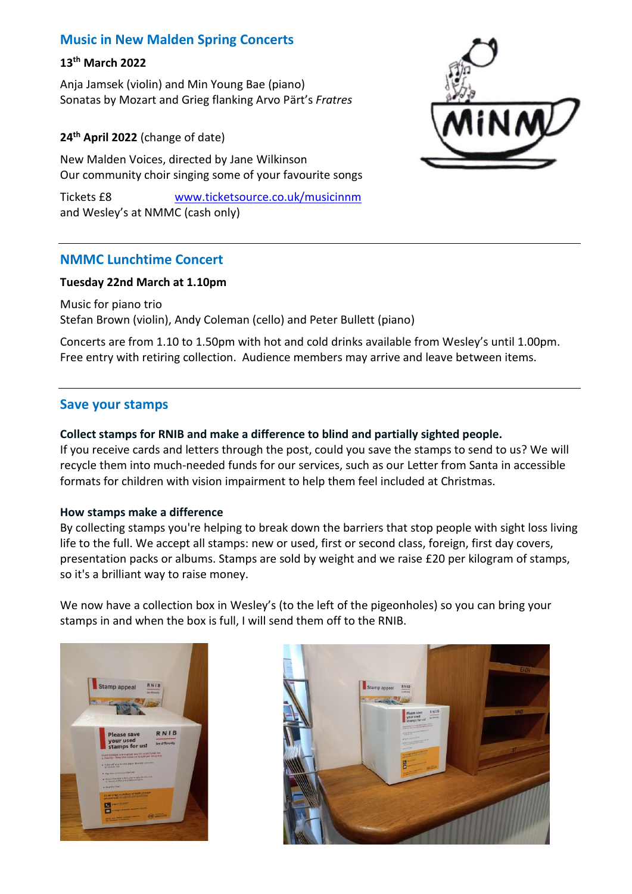## Music in New Malden Spring Concerts

**13th March 2022**

Anja Jamsek (violin) and Min Young Bae (piano)
Sonatas by Mozart and Grieg flanking Arvo Pärt's *Fratres*

**24th April 2022** (change of date)

New Malden Voices, directed by Jane Wilkinson
Our community choir singing some of your favourite songs

Tickets £8 [www.ticketsource.co.uk/musicinnm](www.ticketsource.co.uk/musicinnm)
and Wesley's at NMMC (cash only)

---

## NMMC Lunchtime Concert

**Tuesday 22nd March at 1.10pm**

Music for piano trio
Stefan Brown (violin), Andy Coleman (cello) and Peter Bullett (piano)

Concerts are from 1.10 to 1.50pm with hot and cold drinks available from Wesley's until 1.00pm. Free entry with retiring collection. Audience members may arrive and leave between items.

---

## Save your stamps

**Collect stamps for RNIB and make a difference to blind and partially sighted people.**
If you receive cards and letters through the post, could you save the stamps to send to us? We will recycle them into much-needed funds for our services, such as our Letter from Santa in accessible formats for children with vision impairment to help them feel included at Christmas.

**How stamps make a difference**
By collecting stamps you're helping to break down the barriers that stop people with sight loss living life to the full. We accept all stamps: new or used, first or second class, foreign, first day covers, presentation packs or albums. Stamps are sold by weight and we raise £20 per kilogram of stamps, so it's a brilliant way to raise money.

We now have a collection box in Wesley's (to the left of the pigeonholes) so you can bring your stamps in and when the box is full, I will send them off to the RNIB.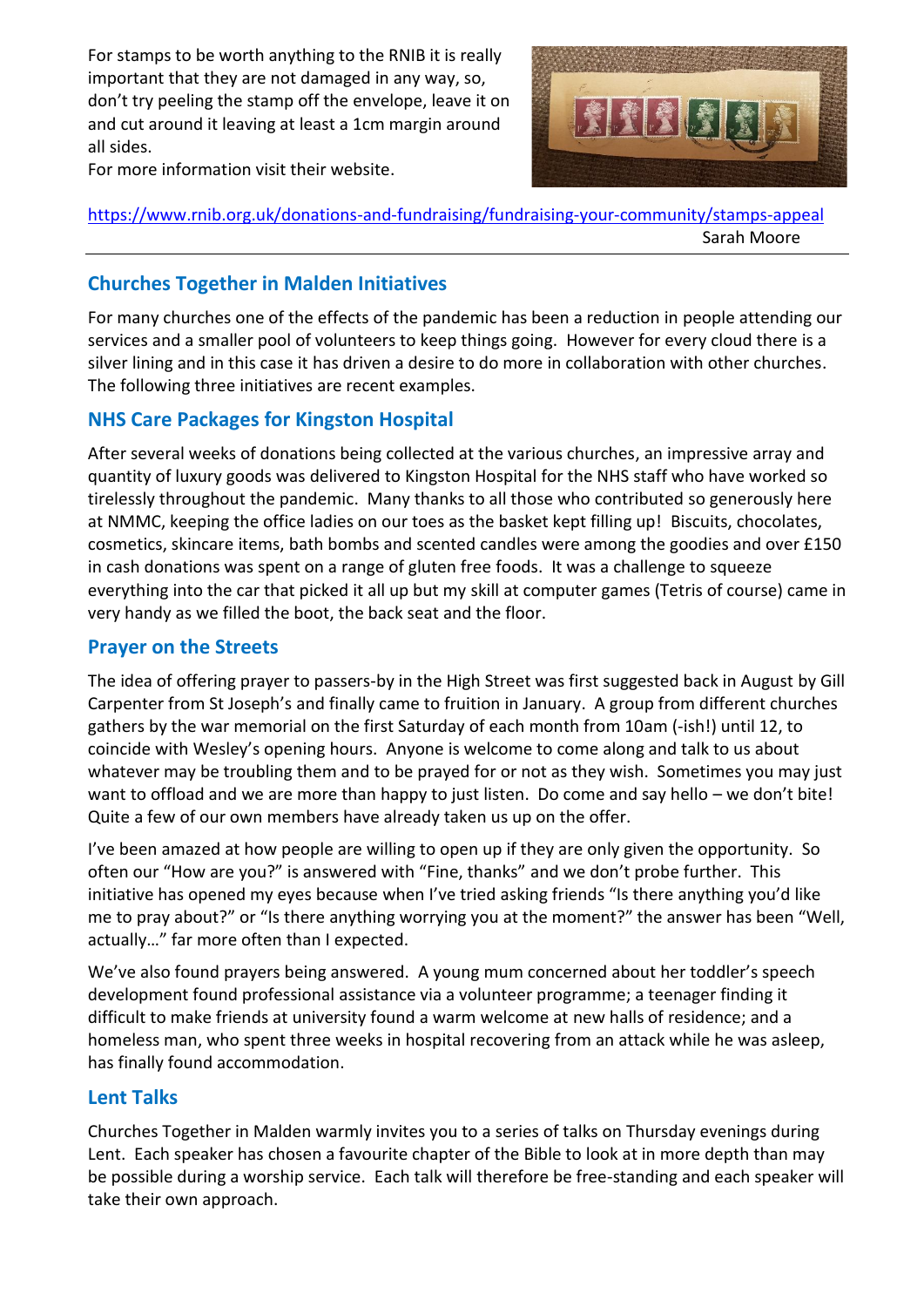For stamps to be worth anything to the RNIB it is really important that they are not damaged in any way, so, don't try peeling the stamp off the envelope, leave it on and cut around it leaving at least a 1cm margin around all sides.
For more information visit their website.

https://www.rnib.org.uk/donations-and-fundraising/fundraising-your-community/stamps-appeal

Sarah Moore

---

## Churches Together in Malden Initiatives

For many churches one of the effects of the pandemic has been a reduction in people attending our services and a smaller pool of volunteers to keep things going. However for every cloud there is a silver lining and in this case it has driven a desire to do more in collaboration with other churches. The following three initiatives are recent examples.

## NHS Care Packages for Kingston Hospital

After several weeks of donations being collected at the various churches, an impressive array and quantity of luxury goods was delivered to Kingston Hospital for the NHS staff who have worked so tirelessly throughout the pandemic. Many thanks to all those who contributed so generously here at NMMC, keeping the office ladies on our toes as the basket kept filling up! Biscuits, chocolates, cosmetics, skincare items, bath bombs and scented candles were among the goodies and over £150 in cash donations was spent on a range of gluten free foods. It was a challenge to squeeze everything into the car that picked it all up but my skill at computer games (Tetris of course) came in very handy as we filled the boot, the back seat and the floor.

## Prayer on the Streets

The idea of offering prayer to passers-by in the High Street was first suggested back in August by Gill Carpenter from St Joseph's and finally came to fruition in January. A group from different churches gathers by the war memorial on the first Saturday of each month from 10am (-ish!) until 12, to coincide with Wesley's opening hours. Anyone is welcome to come along and talk to us about whatever may be troubling them and to be prayed for or not as they wish. Sometimes you may just want to offload and we are more than happy to just listen. Do come and say hello – we don't bite! Quite a few of our own members have already taken us up on the offer.

I've been amazed at how people are willing to open up if they are only given the opportunity. So often our "How are you?" is answered with "Fine, thanks" and we don't probe further. This initiative has opened my eyes because when I've tried asking friends "Is there anything you'd like me to pray about?" or "Is there anything worrying you at the moment?" the answer has been "Well, actually…" far more often than I expected.

We've also found prayers being answered. A young mum concerned about her toddler's speech development found professional assistance via a volunteer programme; a teenager finding it difficult to make friends at university found a warm welcome at new halls of residence; and a homeless man, who spent three weeks in hospital recovering from an attack while he was asleep, has finally found accommodation.

## Lent Talks

Churches Together in Malden warmly invites you to a series of talks on Thursday evenings during Lent. Each speaker has chosen a favourite chapter of the Bible to look at in more depth than may be possible during a worship service. Each talk will therefore be free-standing and each speaker will take their own approach.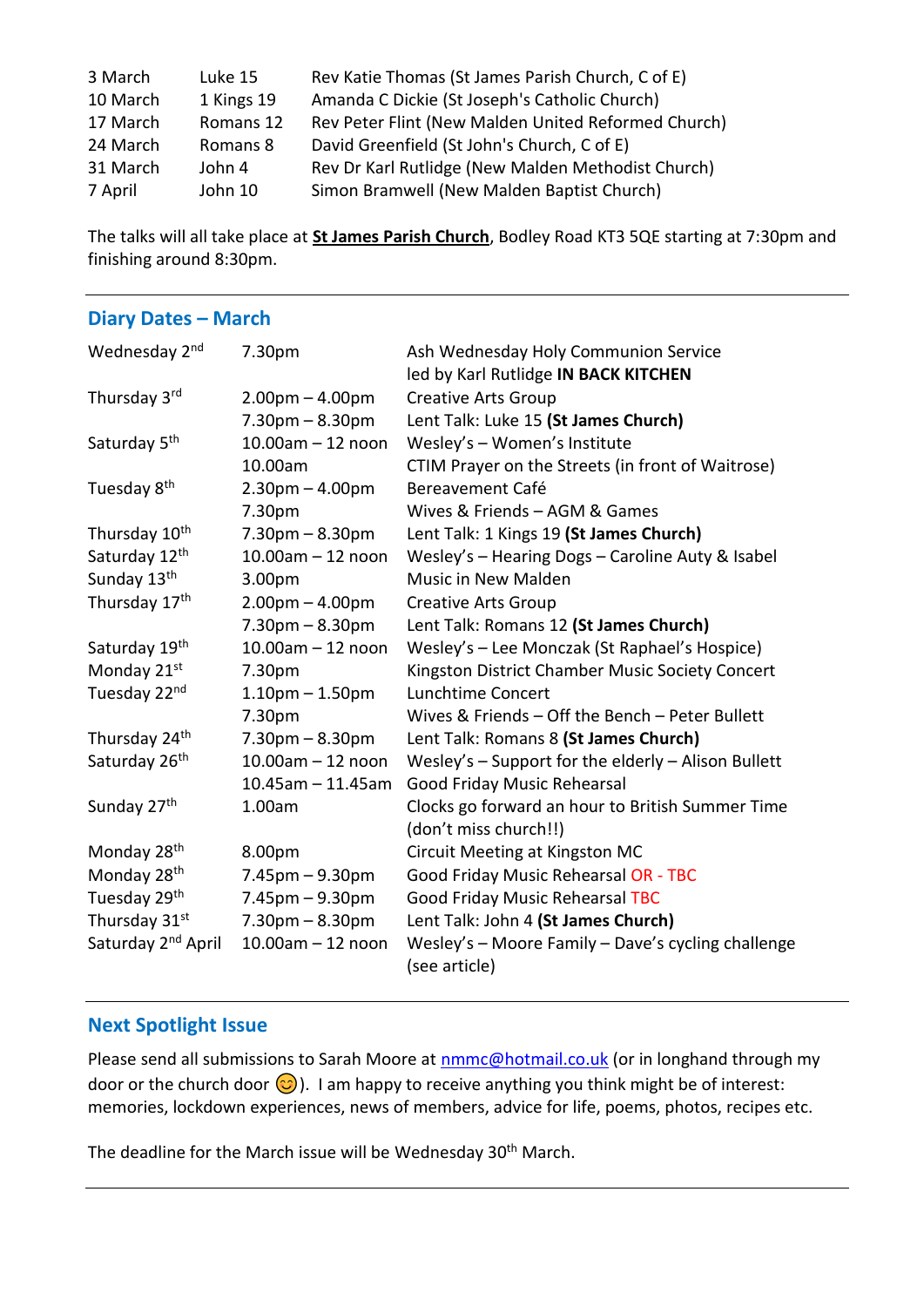| | | |
|---|---|---|
| 3 March | Luke 15 | Rev Katie Thomas (St James Parish Church, C of E) |
| 10 March | 1 Kings 19 | Amanda C Dickie (St Joseph's Catholic Church) |
| 17 March | Romans 12 | Rev Peter Flint (New Malden United Reformed Church) |
| 24 March | Romans 8 | David Greenfield (St John's Church, C of E) |
| 31 March | John 4 | Rev Dr Karl Rutlidge (New Malden Methodist Church) |
| 7 April | John 10 | Simon Bramwell (New Malden Baptist Church) |

The talks will all take place at **St James Parish Church**, Bodley Road KT3 5QE starting at 7:30pm and finishing around 8:30pm.

---

## Diary Dates – March

| | | |
|---|---|---|
| Wednesday 2nd | 7.30pm | Ash Wednesday Holy Communion Service led by Karl Rutlidge **IN BACK KITCHEN** |
| Thursday 3rd | 2.00pm – 4.00pm | Creative Arts Group |
| | 7.30pm – 8.30pm | Lent Talk: Luke 15 **(St James Church)** |
| Saturday 5th | 10.00am – 12 noon | Wesley's – Women's Institute |
| | 10.00am | CTIM Prayer on the Streets (in front of Waitrose) |
| Tuesday 8th | 2.30pm – 4.00pm | Bereavement Café |
| | 7.30pm | Wives & Friends – AGM & Games |
| Thursday 10th | 7.30pm – 8.30pm | Lent Talk: 1 Kings 19 **(St James Church)** |
| Saturday 12th | 10.00am – 12 noon | Wesley's – Hearing Dogs – Caroline Auty & Isabel |
| Sunday 13th | 3.00pm | Music in New Malden |
| Thursday 17th | 2.00pm – 4.00pm | Creative Arts Group |
| | 7.30pm – 8.30pm | Lent Talk: Romans 12 **(St James Church)** |
| Saturday 19th | 10.00am – 12 noon | Wesley's – Lee Monczak (St Raphael's Hospice) |
| Monday 21st | 7.30pm | Kingston District Chamber Music Society Concert |
| Tuesday 22nd | 1.10pm – 1.50pm | Lunchtime Concert |
| | 7.30pm | Wives & Friends – Off the Bench – Peter Bullett |
| Thursday 24th | 7.30pm – 8.30pm | Lent Talk: Romans 8 **(St James Church)** |
| Saturday 26th | 10.00am – 12 noon | Wesley's – Support for the elderly – Alison Bullett |
| | 10.45am – 11.45am | Good Friday Music Rehearsal |
| Sunday 27th | 1.00am | Clocks go forward an hour to British Summer Time (don't miss church!!) |
| Monday 28th | 8.00pm | Circuit Meeting at Kingston MC |
| Monday 28th | 7.45pm – 9.30pm | Good Friday Music Rehearsal OR - TBC |
| Tuesday 29th | 7.45pm – 9.30pm | Good Friday Music Rehearsal TBC |
| Thursday 31st | 7.30pm – 8.30pm | Lent Talk: John 4 **(St James Church)** |
| Saturday 2nd April | 10.00am – 12 noon | Wesley's – Moore Family – Dave's cycling challenge (see article) |

---

## Next Spotlight Issue

Please send all submissions to Sarah Moore at nmmc@hotmail.co.uk (or in longhand through my door or the church door 😊). I am happy to receive anything you think might be of interest: memories, lockdown experiences, news of members, advice for life, poems, photos, recipes etc.

The deadline for the March issue will be Wednesday 30th March.

---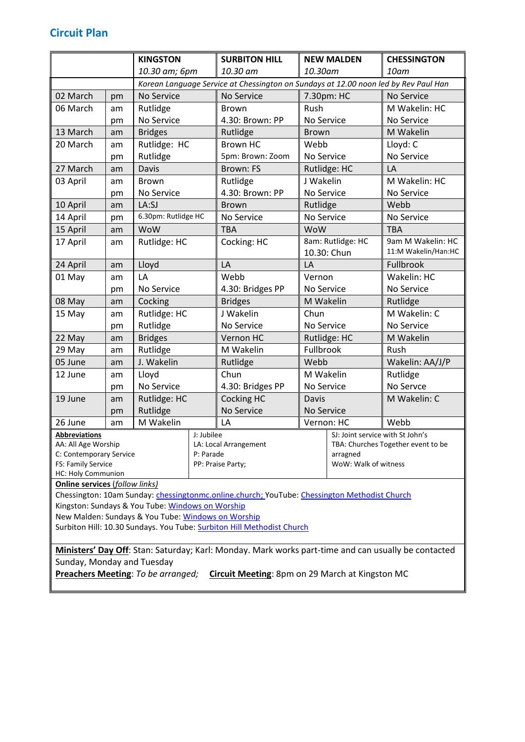## Circuit Plan

| | | KINGSTON<br>*10.30 am; 6pm* | SURBITON HILL<br>*10.30 am* | NEW MALDEN<br>*10.30am* | CHESSINGTON<br>*10am* |
|---|---|---|---|---|---|
| | | *Korean Language Service at Chessington on Sundays at 12.00 noon led by Rev Paul Han* | | | |
| 02 March | pm | No Service | No Service | 7.30pm: HC | No Service |
| 06 March | am | Rutlidge | Brown | Rush | M Wakelin: HC |
| | pm | No Service | 4.30: Brown: PP | No Service | No Service |
| 13 March | am | Bridges | Rutlidge | Brown | M Wakelin |
| 20 March | am | Rutlidge: HC | Brown HC | Webb | Lloyd: C |
| | pm | Rutlidge | 5pm: Brown: Zoom | No Service | No Service |
| 27 March | am | Davis | Brown: FS | Rutlidge: HC | LA |
| 03 April | am | Brown | Rutlidge | J Wakelin | M Wakelin: HC |
| | pm | No Service | 4.30: Brown: PP | No Service | No Service |
| 10 April | am | LA:SJ | Brown | Rutlidge | Webb |
| 14 April | pm | 6.30pm: Rutlidge HC | No Service | No Service | No Service |
| 15 April | am | WoW | TBA | WoW | TBA |
| 17 April | am | Rutlidge: HC | Cocking: HC | 8am: Rutlidge: HC<br>10.30: Chun | 9am M Wakelin: HC<br>11:M Wakelin/Han:HC |
| 24 April | am | Lloyd | LA | LA | Fullbrook |
| 01 May | am | LA | Webb | Vernon | Wakelin: HC |
| | pm | No Service | 4.30: Bridges PP | No Service | No Service |
| 08 May | am | Cocking | Bridges | M Wakelin | Rutlidge |
| 15 May | am | Rutlidge: HC | J Wakelin | Chun | M Wakelin: C |
| | pm | Rutlidge | No Service | No Service | No Service |
| 22 May | am | Bridges | Vernon HC | Rutlidge: HC | M Wakelin |
| 29 May | am | Rutlidge | M Wakelin | Fullbrook | Rush |
| 05 June | am | J. Wakelin | Rutlidge | Webb | Wakelin: AA/J/P |
| 12 June | am | Lloyd | Chun | M Wakelin | Rutlidge |
| | pm | No Service | 4.30: Bridges PP | No Service | No Servce |
| 19 June | am | Rutlidge: HC | Cocking HC | Davis | M Wakelin: C |
| | pm | Rutlidge | No Service | No Service | |
| 26 June | am | M Wakelin | LA | Vernon: HC | Webb |

**Abbreviations**

AA: All Age Worship
C: Contemporary Service
FS: Family Service
HC: Holy Communion
J: Jubilee
LA: Local Arrangement
P: Parade
PP: Praise Party;
SJ: Joint service with St John's
TBA: Churches Together event to be arragned
WoW: Walk of witness

**Online services** (*follow links*)

Chessington: 10am Sunday: chessingtonmc.online.church; YouTube: Chessington Methodist Church
Kingston: Sundays & You Tube: Windows on Worship
New Malden: Sundays & You Tube: Windows on Worship
Surbiton Hill: 10.30 Sundays. You Tube: Surbiton Hill Methodist Church

**Ministers' Day Off**: Stan: Saturday; Karl: Monday. Mark works part-time and can usually be contacted Sunday, Monday and Tuesday

**Preachers Meeting**: *To be arranged*; **Circuit Meeting**: 8pm on 29 March at Kingston MC